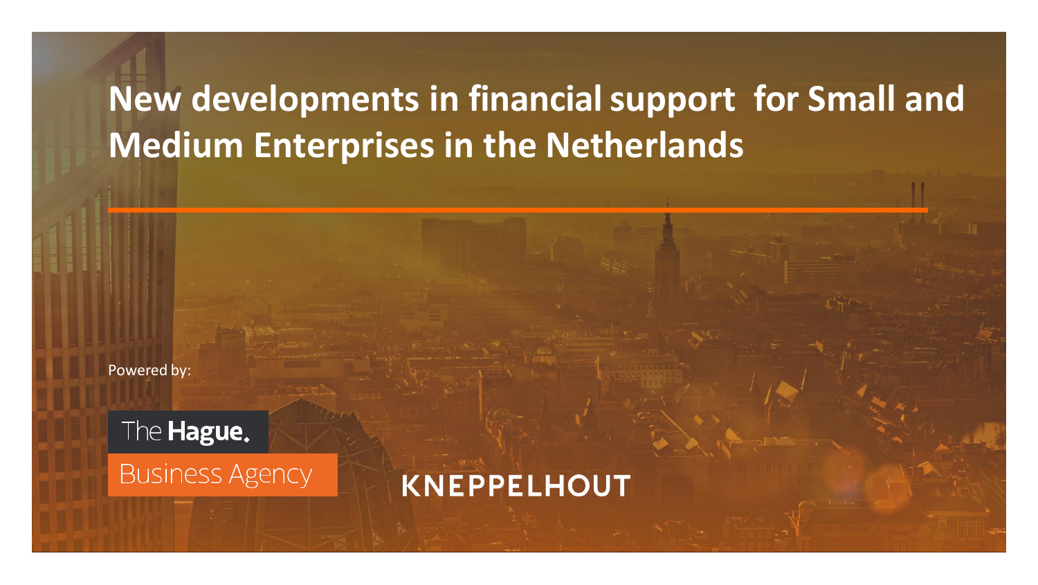# New developments in financial support for Small and Medium Enterprises in the Netherlands

Powered by:

The Hague.
Business Agency

KNEPPELHOUT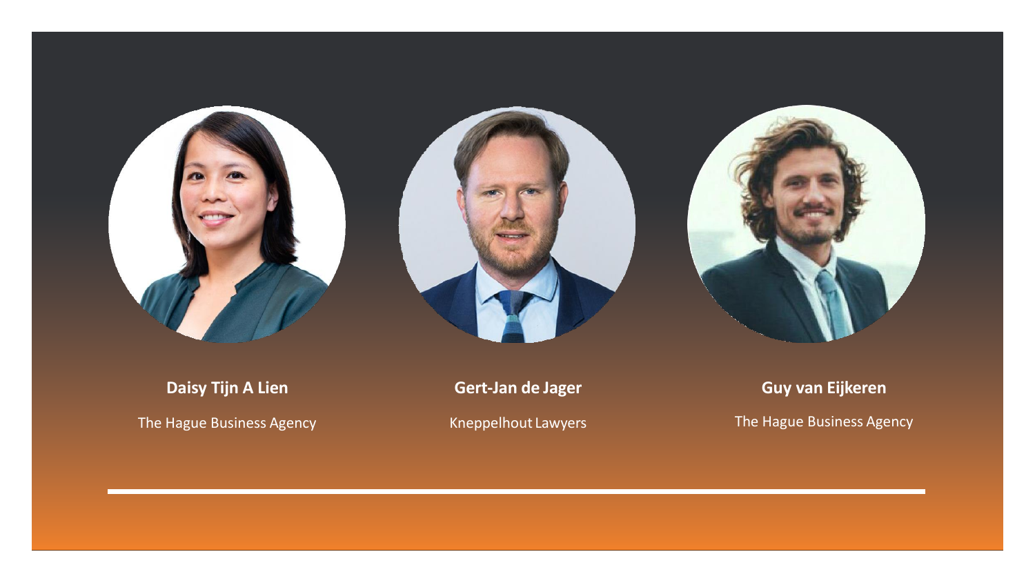**Daisy Tijn A Lien**

The Hague Business Agency

**Gert-Jan de Jager**

Kneppelhout Lawyers

**Guy van Eijkeren**

The Hague Business Agency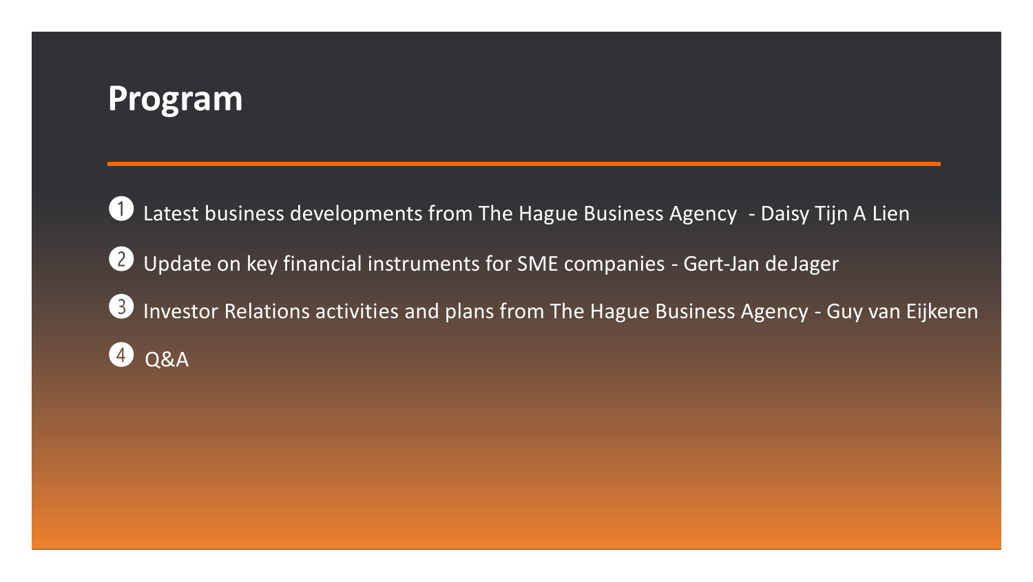# Program

1. Latest business developments from The Hague Business Agency - Daisy Tijn A Lien
2. Update on key financial instruments for SME companies - Gert-Jan de Jager
3. Investor Relations activities and plans from The Hague Business Agency - Guy van Eijkeren
4. Q&A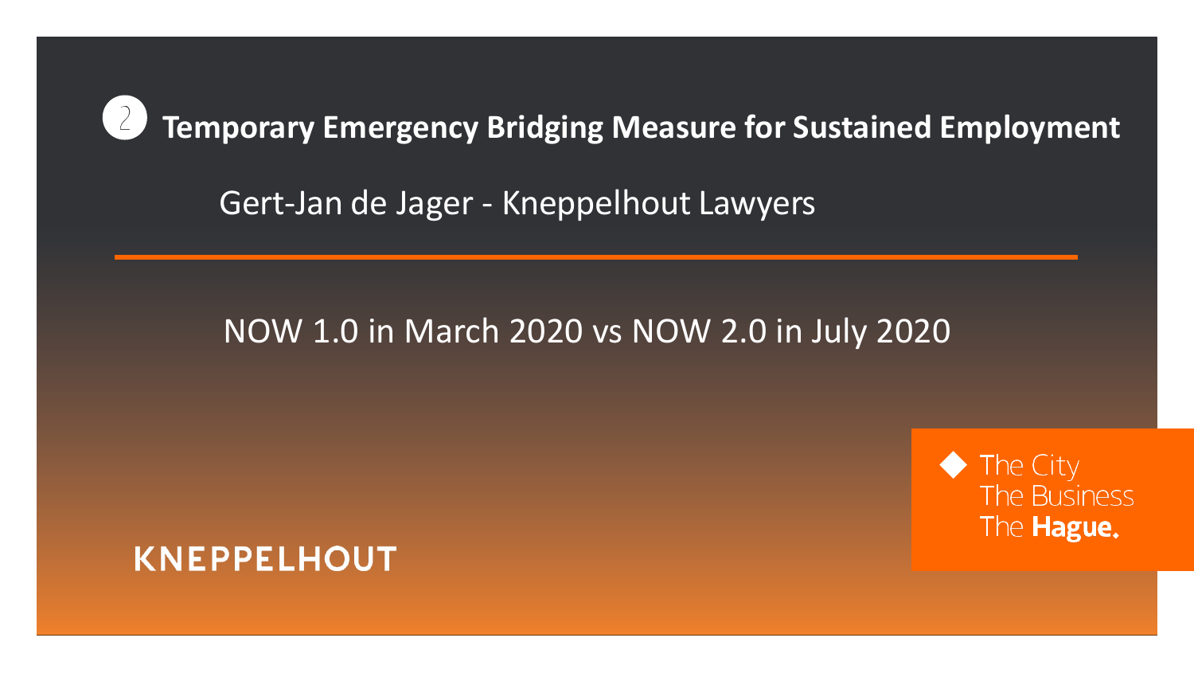# 2 Temporary Emergency Bridging Measure for Sustained Employment

Gert-Jan de Jager - Kneppelhout Lawyers

NOW 1.0 in March 2020 vs NOW 2.0 in July 2020

KNEPPELHOUT

The City
The Business
The **Hague.**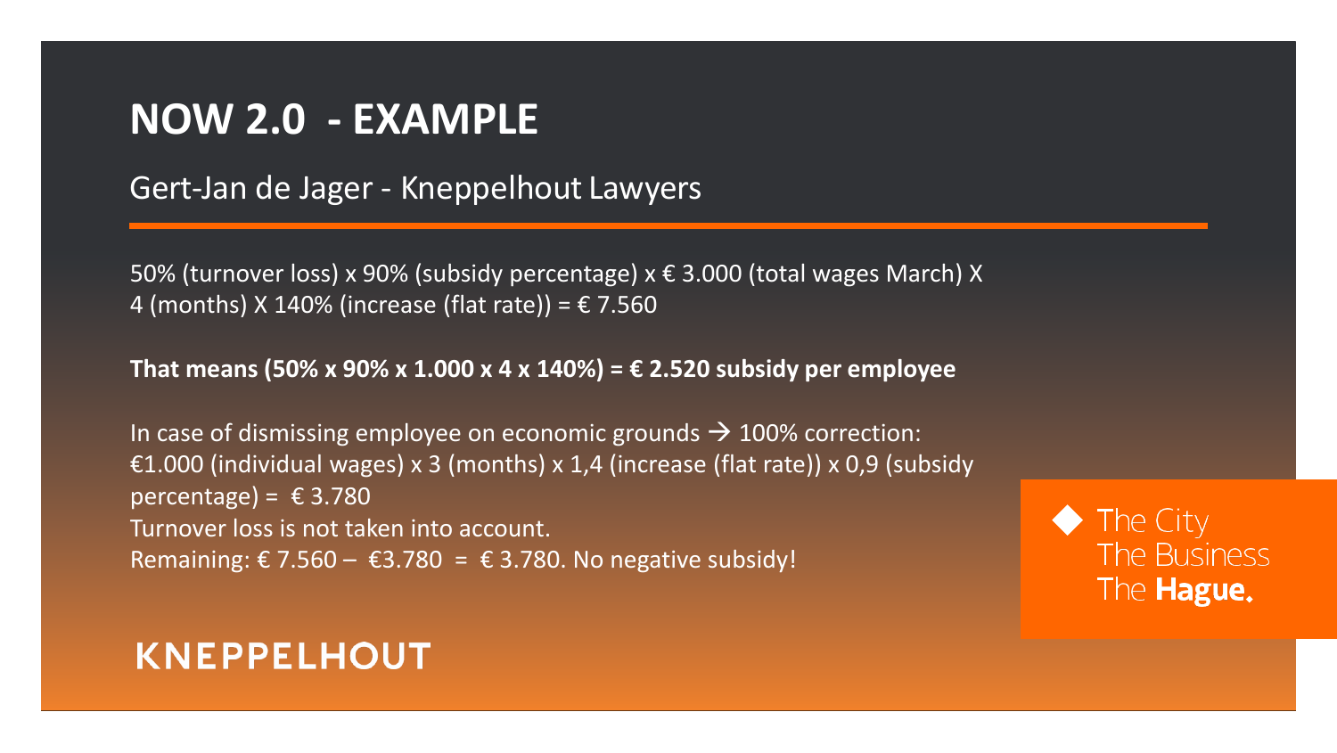# NOW 2.0 - EXAMPLE

Gert-Jan de Jager - Kneppelhout Lawyers

50% (turnover loss) x 90% (subsidy percentage) x € 3.000 (total wages March) X 4 (months) X 140% (increase (flat rate)) = € 7.560

**That means (50% x 90% x 1.000 x 4 x 140%) = € 2.520 subsidy per employee**

In case of dismissing employee on economic grounds → 100% correction:
€1.000 (individual wages) x 3 (months) x 1,4 (increase (flat rate)) x 0,9 (subsidy percentage) = € 3.780
Turnover loss is not taken into account.
Remaining: € 7.560 – €3.780 = € 3.780. No negative subsidy!

KNEPPELHOUT

The City
The Business
The **Hague.**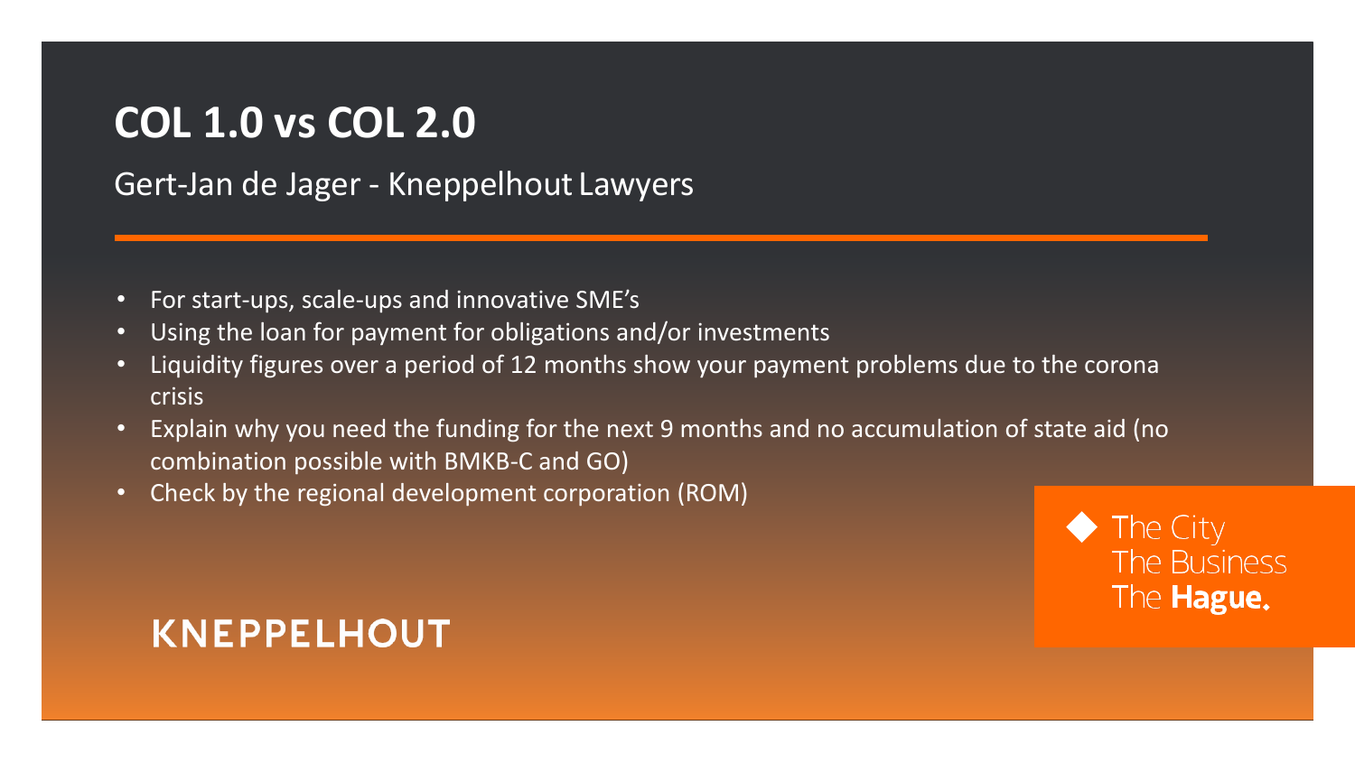# COL 1.0 vs COL 2.0

Gert-Jan de Jager - Kneppelhout Lawyers

- For start-ups, scale-ups and innovative SME's
- Using the loan for payment for obligations and/or investments
- Liquidity figures over a period of 12 months show your payment problems due to the corona crisis
- Explain why you need the funding for the next 9 months and no accumulation of state aid (no combination possible with BMKB-C and GO)
- Check by the regional development corporation (ROM)

KNEPPELHOUT

The City
The Business
The **Hague.**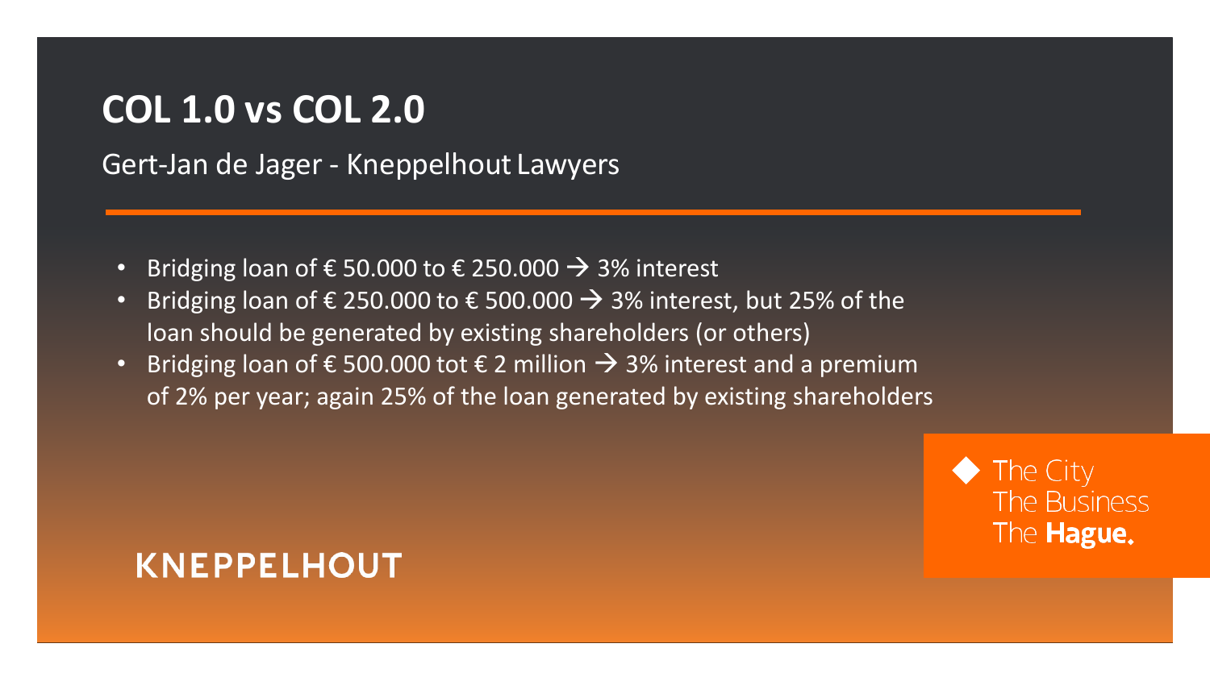# COL 1.0 vs COL 2.0

Gert-Jan de Jager - Kneppelhout Lawyers

- Bridging loan of € 50.000 to € 250.000 → 3% interest
- Bridging loan of € 250.000 to € 500.000 → 3% interest, but 25% of the loan should be generated by existing shareholders (or others)
- Bridging loan of € 500.000 tot € 2 million → 3% interest and a premium of 2% per year; again 25% of the loan generated by existing shareholders

KNEPPELHOUT

The City
The Business
The **Hague.**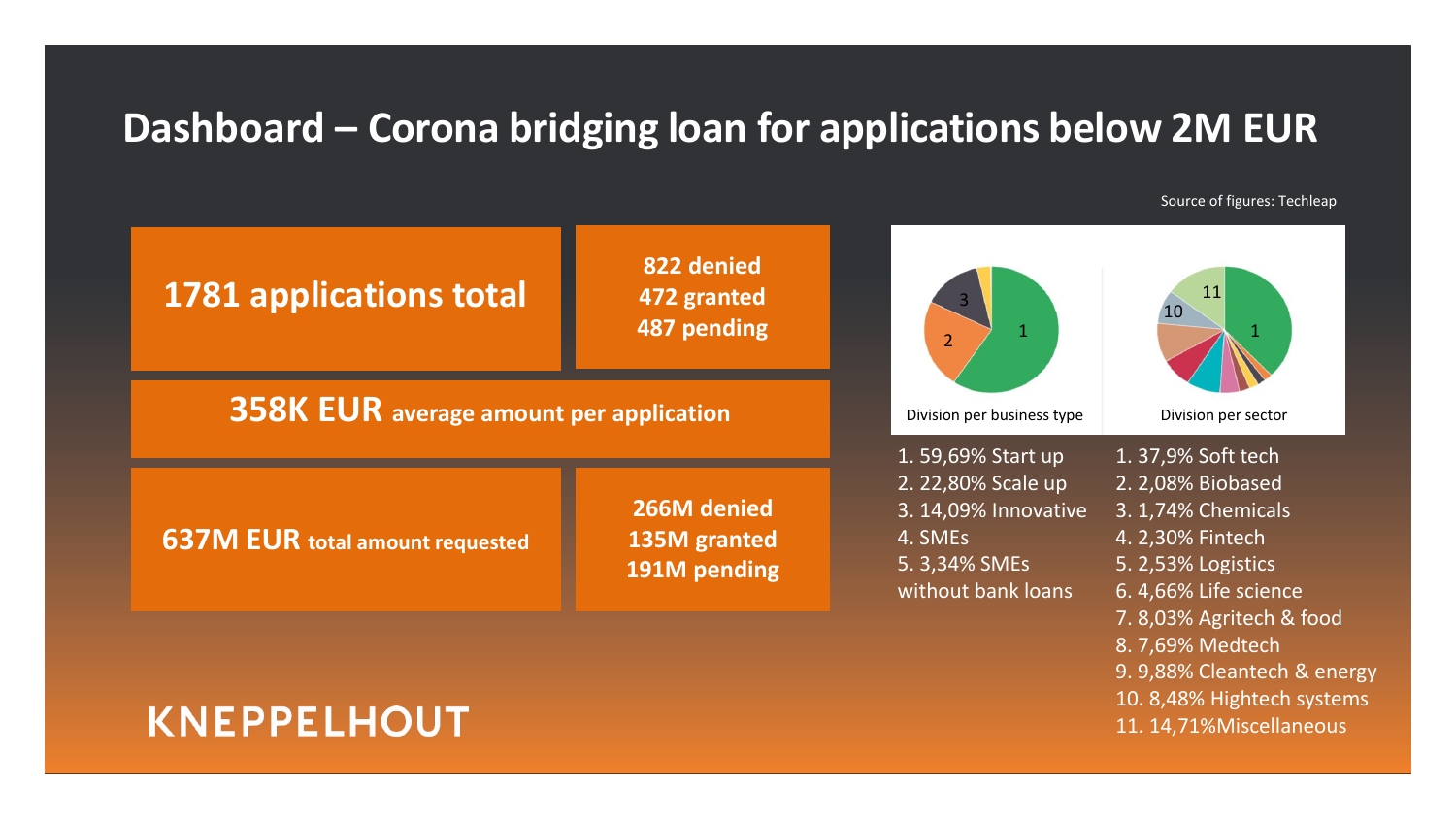# Dashboard – Corona bridging loan for applications below 2M EUR

Source of figures: Techleap

**1781 applications total**

**822 denied**
**472 granted**
**487 pending**

**358K EUR** **average amount per application**

**637M EUR** **total amount requested**

**266M denied**
**135M granted**
**191M pending**

3
2
1

Division per business type

11
10
1

Division per sector

1. 59,69% Start up
2. 22,80% Scale up
3. 14,09% Innovative
4. SMEs
5. 3,34% SMEs without bank loans

1. 37,9% Soft tech
2. 2,08% Biobased
3. 1,74% Chemicals
4. 2,30% Fintech
5. 2,53% Logistics
6. 4,66% Life science
7. 8,03% Agritech & food
8. 7,69% Medtech
9. 9,88% Cleantech & energy
10. 8,48% Hightech systems
11. 14,71%Miscellaneous

KNEPPELHOUT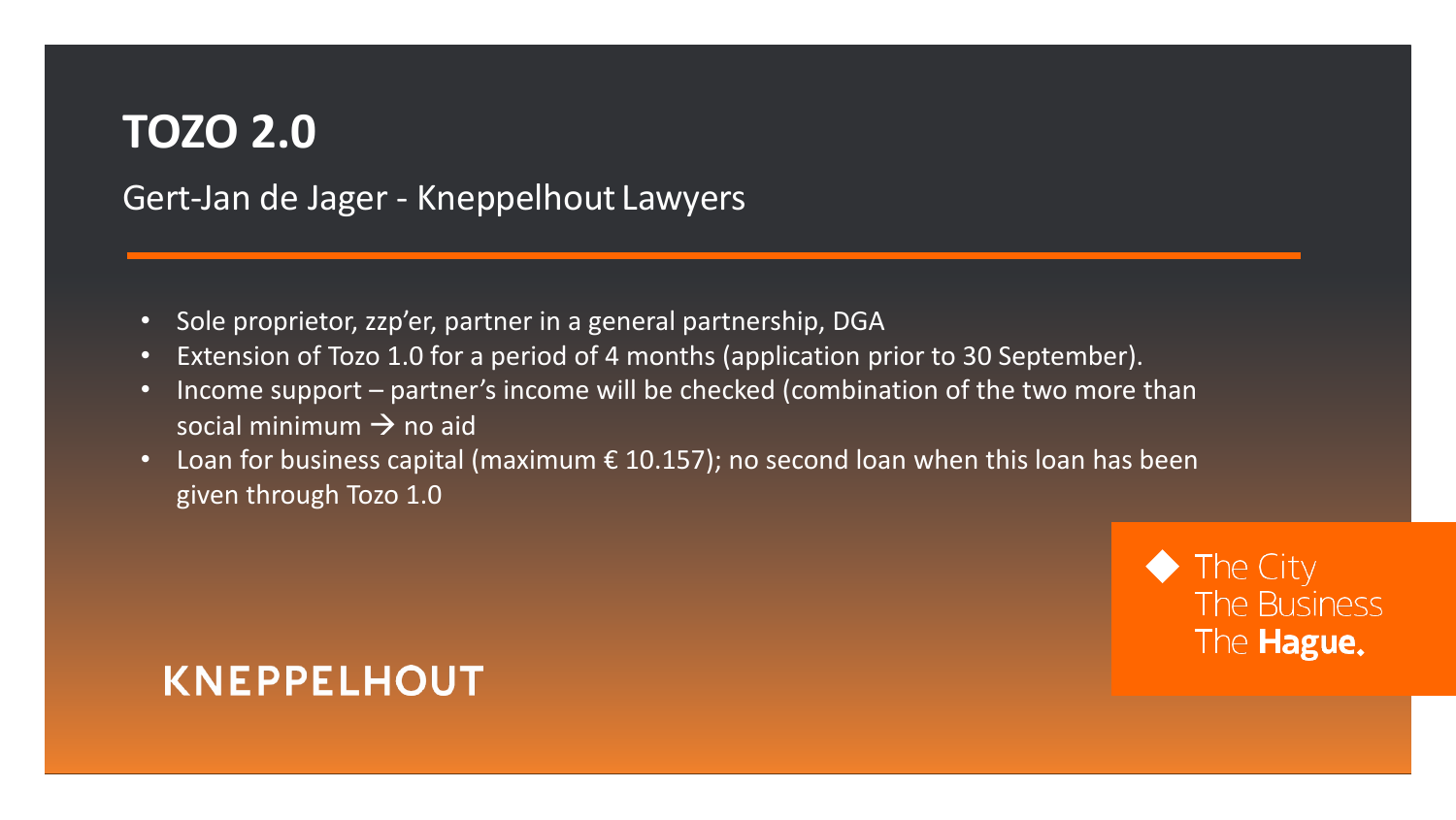# TOZO 2.0

Gert-Jan de Jager - Kneppelhout Lawyers

- Sole proprietor, zzp'er, partner in a general partnership, DGA
- Extension of Tozo 1.0 for a period of 4 months (application prior to 30 September).
- Income support – partner's income will be checked (combination of the two more than social minimum → no aid
- Loan for business capital (maximum € 10.157); no second loan when this loan has been given through Tozo 1.0

KNEPPELHOUT

The City
The Business
The **Hague.**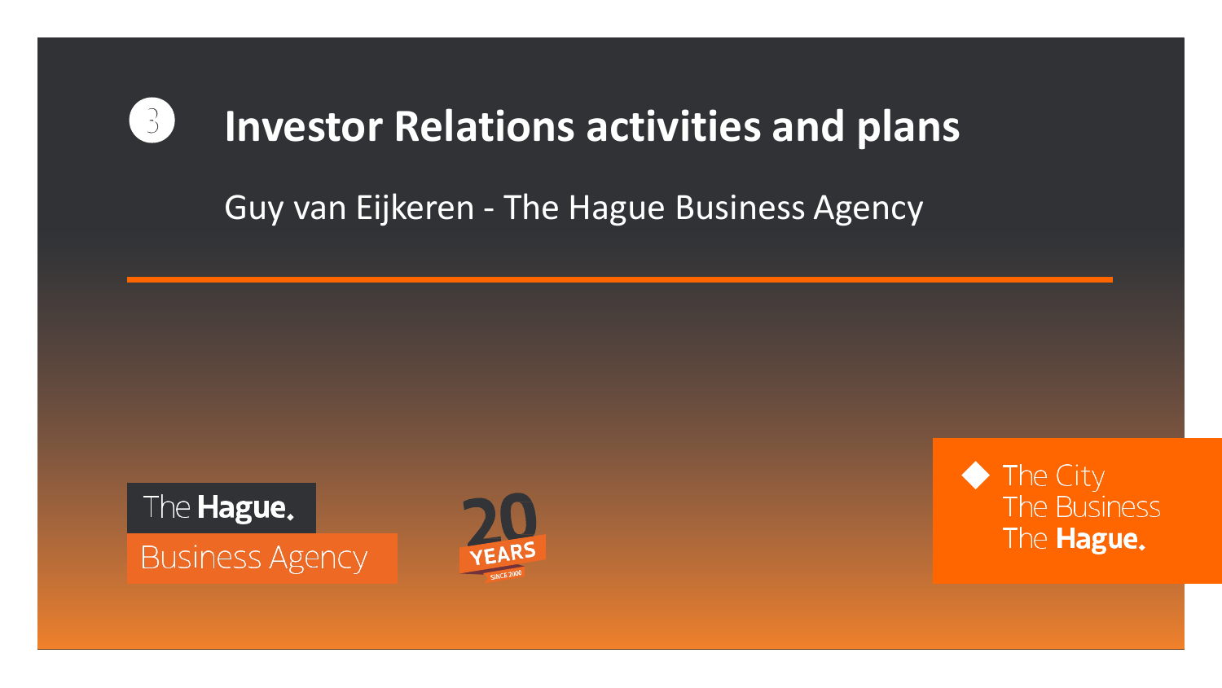# 3 Investor Relations activities and plans

Guy van Eijkeren - The Hague Business Agency

The Hague.
Business Agency

20 YEARS SINCE 2000

The City
The Business
The **Hague.**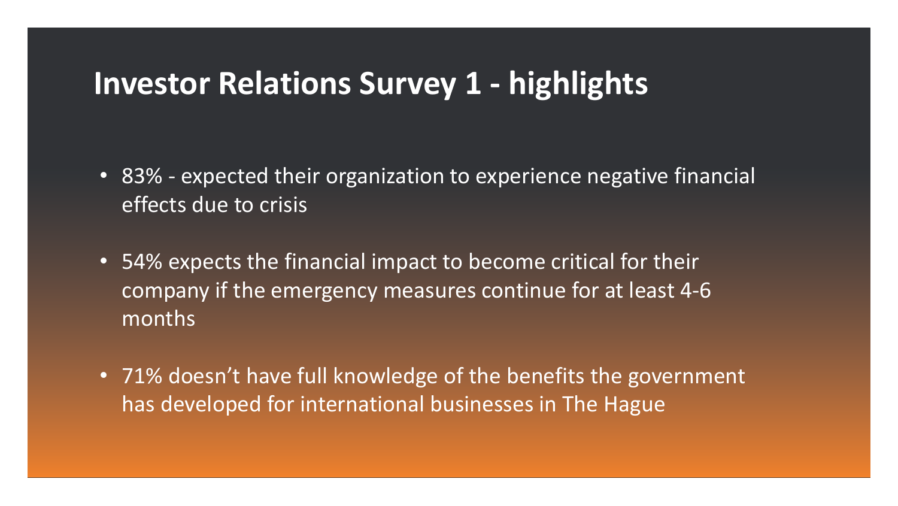# Investor Relations Survey 1 - highlights

- 83% - expected their organization to experience negative financial effects due to crisis
- 54% expects the financial impact to become critical for their company if the emergency measures continue for at least 4-6 months
- 71% doesn't have full knowledge of the benefits the government has developed for international businesses in The Hague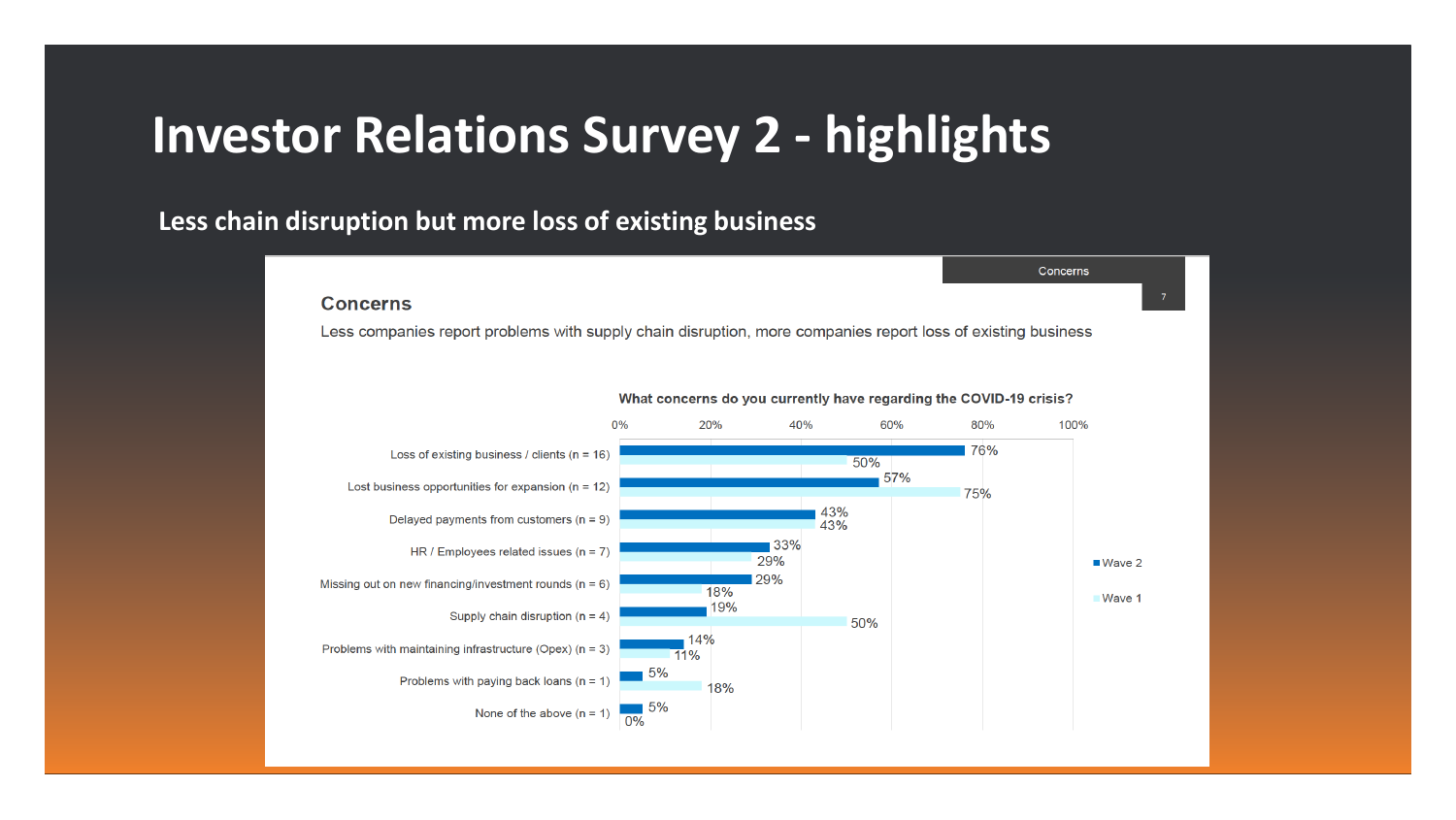# Investor Relations Survey 2 - highlights

## Less chain disruption but more loss of existing business

Concerns

### Concerns

Less companies report problems with supply chain disruption, more companies report loss of existing business

What concerns do you currently have regarding the COVID-19 crisis?

0%
20%
40%
60%
80%
100%

Loss of existing business / clients (n = 16)
76%
50%

Lost business opportunities for expansion (n = 12)
57%
75%

Delayed payments from customers (n = 9)
43%
43%

HR / Employees related issues (n = 7)
33%
29%

Missing out on new financing/investment rounds (n = 6)
29%
18%

Supply chain disruption (n = 4)
19%
50%

Problems with maintaining infrastructure (Opex) (n = 3)
14%
11%

Problems with paying back loans (n = 1)
5%
18%

None of the above (n = 1)
5%
0%

Wave 2
Wave 1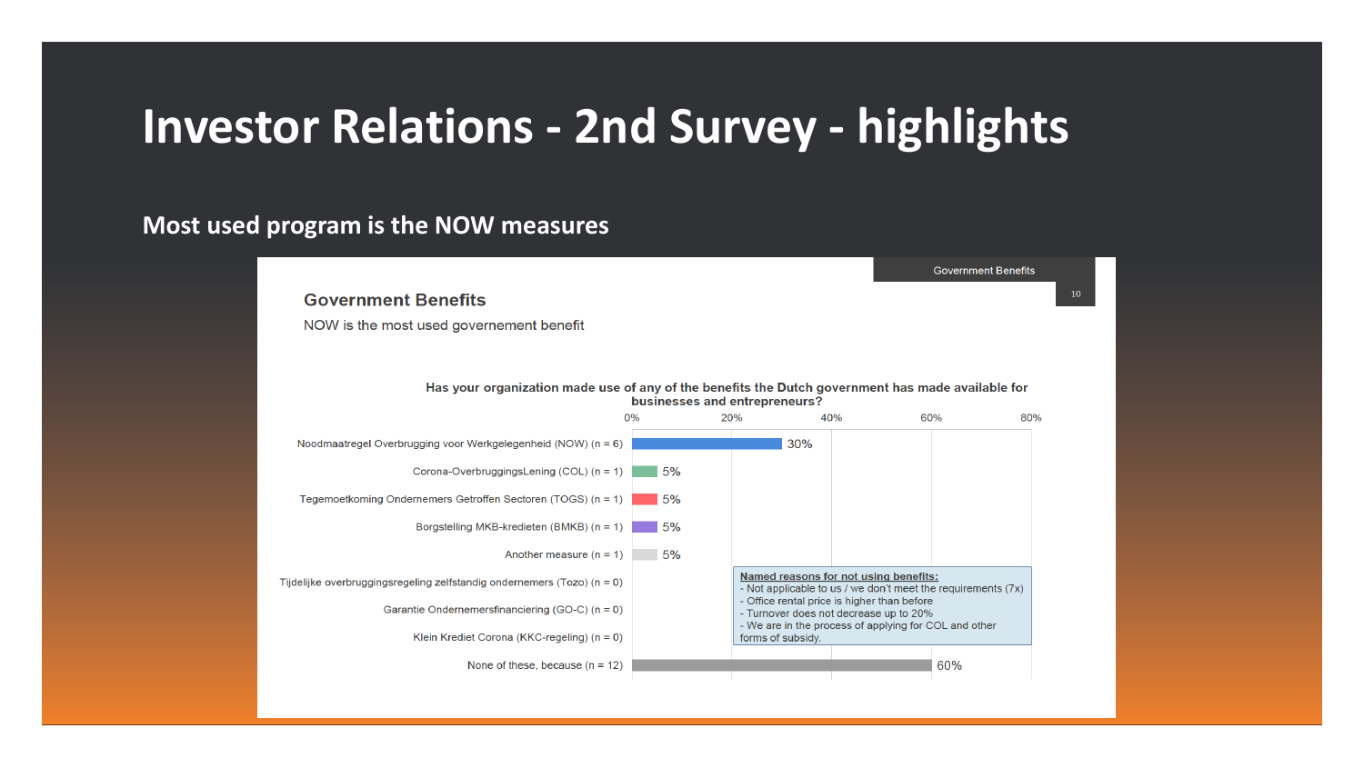# Investor Relations - 2nd Survey - highlights

## Most used program is the NOW measures

Government Benefits

### Government Benefits

NOW is the most used governement benefit

Has your organization made use of any of the benefits the Dutch government has made available for businesses and entrepreneurs?

0%
20%
40%
60%
80%

Noodmaatregel Overbrugging voor Werkgelegenheid (NOW) (n = 6) 30%

Corona-OverbruggingsLening (COL) (n = 1) 5%

Tegemoetkoming Ondernemers Getroffen Sectoren (TOGS) (n = 1) 5%

Borgstelling MKB-kredieten (BMKB) (n = 1) 5%

Another measure (n = 1) 5%

Tijdelijke overbruggingsregeling zelfstandig ondernemers (Tozo) (n = 0)

Garantie Ondernemersfinanciering (GO-C) (n = 0)

Klein Krediet Corona (KKC-regeling) (n = 0)

None of these, because (n = 12) 60%

Named reasons for not using benefits:
- Not applicable to us / we don't meet the requirements (7x)
- Office rental price is higher than before
- Turnover does not decrease up to 20%
- We are in the process of applying for COL and other forms of subsidy.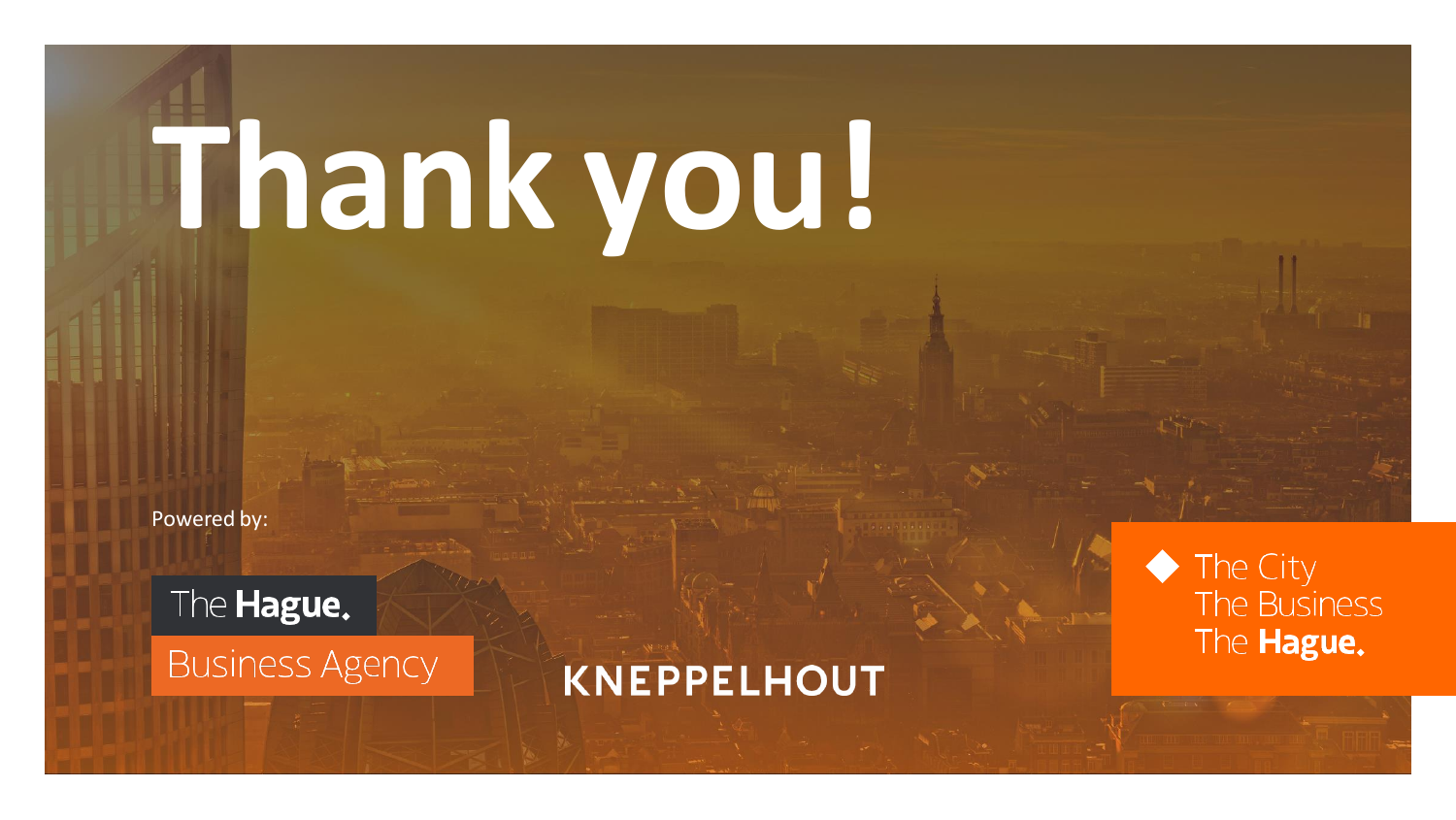# Thank you!

Powered by:

The Hague.
Business Agency

KNEPPELHOUT

The City
The Business
The Hague.